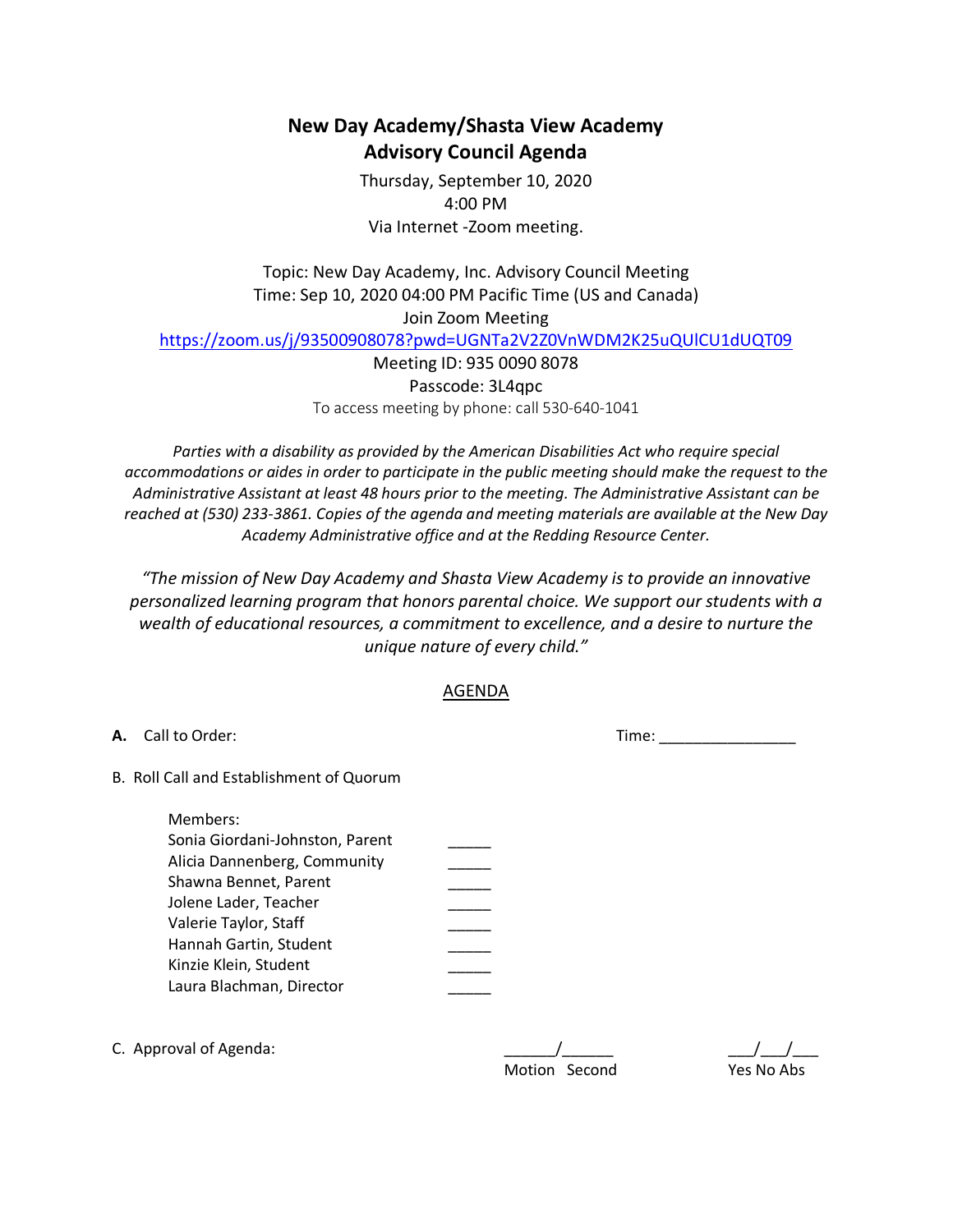# New Day Academy/Shasta View Academy
## Advisory Council Agenda

Thursday, September 10, 2020
4:00 PM
Via Internet -Zoom meeting.

Topic: New Day Academy, Inc. Advisory Council Meeting
Time: Sep 10, 2020 04:00 PM Pacific Time (US and Canada)
Join Zoom Meeting
https://zoom.us/j/93500908078?pwd=UGNTa2V2Z0VnWDM2K25uQUlCU1dUQT09
Meeting ID: 935 0090 8078
Passcode: 3L4qpc
To access meeting by phone: call 530-640-1041

*Parties with a disability as provided by the American Disabilities Act who require special accommodations or aides in order to participate in the public meeting should make the request to the Administrative Assistant at least 48 hours prior to the meeting. The Administrative Assistant can be reached at (530) 233-3861. Copies of the agenda and meeting materials are available at the New Day Academy Administrative office and at the Redding Resource Center.*

*"The mission of New Day Academy and Shasta View Academy is to provide an innovative personalized learning program that honors parental choice. We support our students with a wealth of educational resources, a commitment to excellence, and a desire to nurture the unique nature of every child."*

AGENDA

**A.** Call to Order: Time: ________________

B. Roll Call and Establishment of Quorum

Members:

| | |
|---|---|
| Sonia Giordani-Johnston, Parent | _____ |
| Alicia Dannenberg, Community | _____ |
| Shawna Bennet, Parent | _____ |
| Jolene Lader, Teacher | _____ |
| Valerie Taylor, Staff | _____ |
| Hannah Gartin, Student | _____ |
| Kinzie Klein, Student | _____ |
| Laura Blachman, Director | _____ |

C. Approval of Agenda: ______/______ Motion Second ___/___/___ Yes No Abs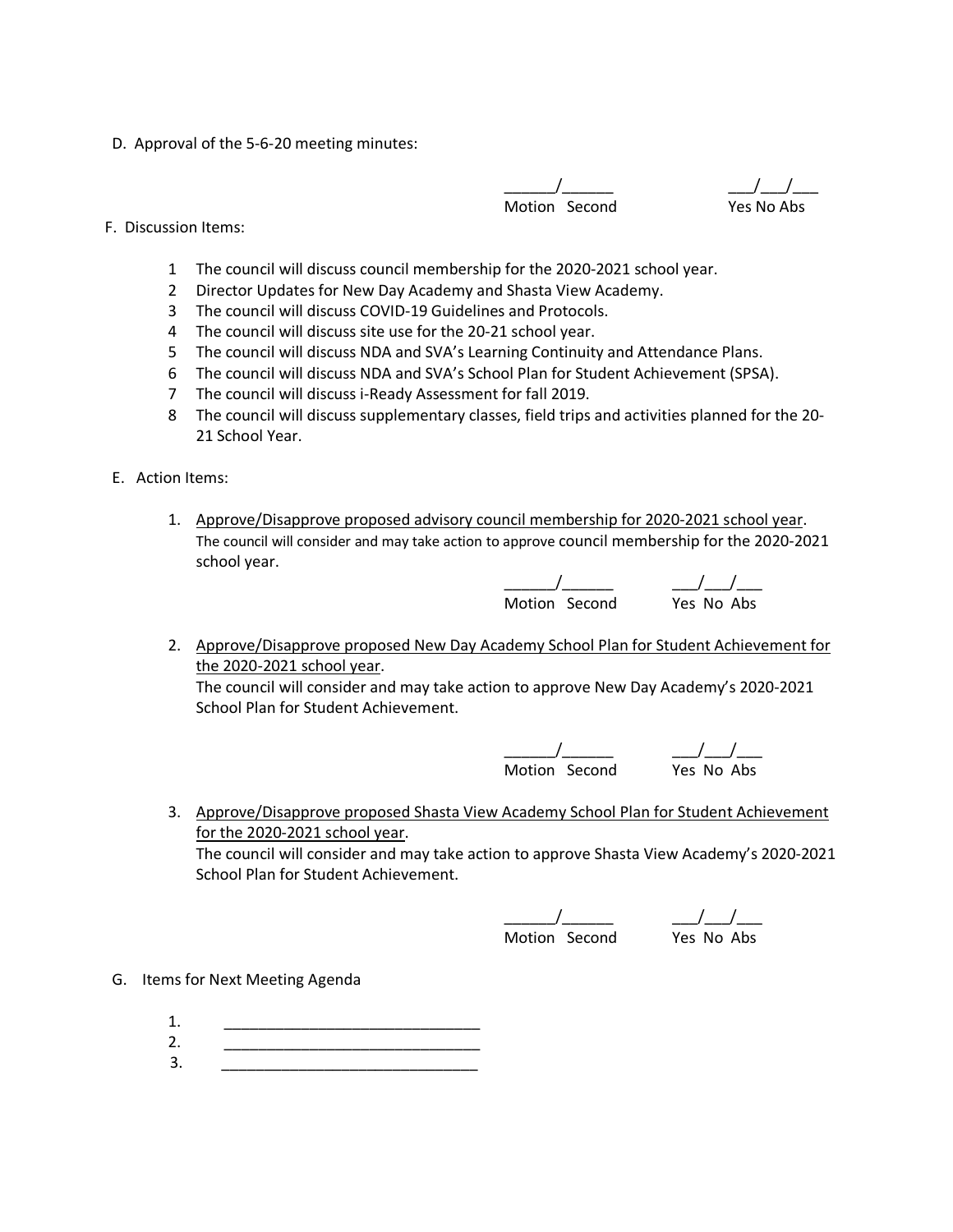D. Approval of the 5-6-20 meeting minutes:

______/______ Motion Second ___/___/___ Yes No Abs

F. Discussion Items:

1 The council will discuss council membership for the 2020-2021 school year.
2 Director Updates for New Day Academy and Shasta View Academy.
3 The council will discuss COVID-19 Guidelines and Protocols.
4 The council will discuss site use for the 20-21 school year.
5 The council will discuss NDA and SVA's Learning Continuity and Attendance Plans.
6 The council will discuss NDA and SVA's School Plan for Student Achievement (SPSA).
7 The council will discuss i-Ready Assessment for fall 2019.
8 The council will discuss supplementary classes, field trips and activities planned for the 20-21 School Year.

E. Action Items:

1. <u>Approve/Disapprove proposed advisory council membership for 2020-2021 school year</u>.
   The council will consider and may take action to approve council membership for the 2020-2021 school year.

   ______/______ Motion Second ___/___/___ Yes No Abs

2. <u>Approve/Disapprove proposed New Day Academy School Plan for Student Achievement for the 2020-2021 school year</u>.
   The council will consider and may take action to approve New Day Academy's 2020-2021 School Plan for Student Achievement.

   ______/______ Motion Second ___/___/___ Yes No Abs

3. <u>Approve/Disapprove proposed Shasta View Academy School Plan for Student Achievement for the 2020-2021 school year</u>.
   The council will consider and may take action to approve Shasta View Academy's 2020-2021 School Plan for Student Achievement.

   ______/______ Motion Second ___/___/___ Yes No Abs

G. Items for Next Meeting Agenda

1. ______________________________
2. ______________________________
3. ______________________________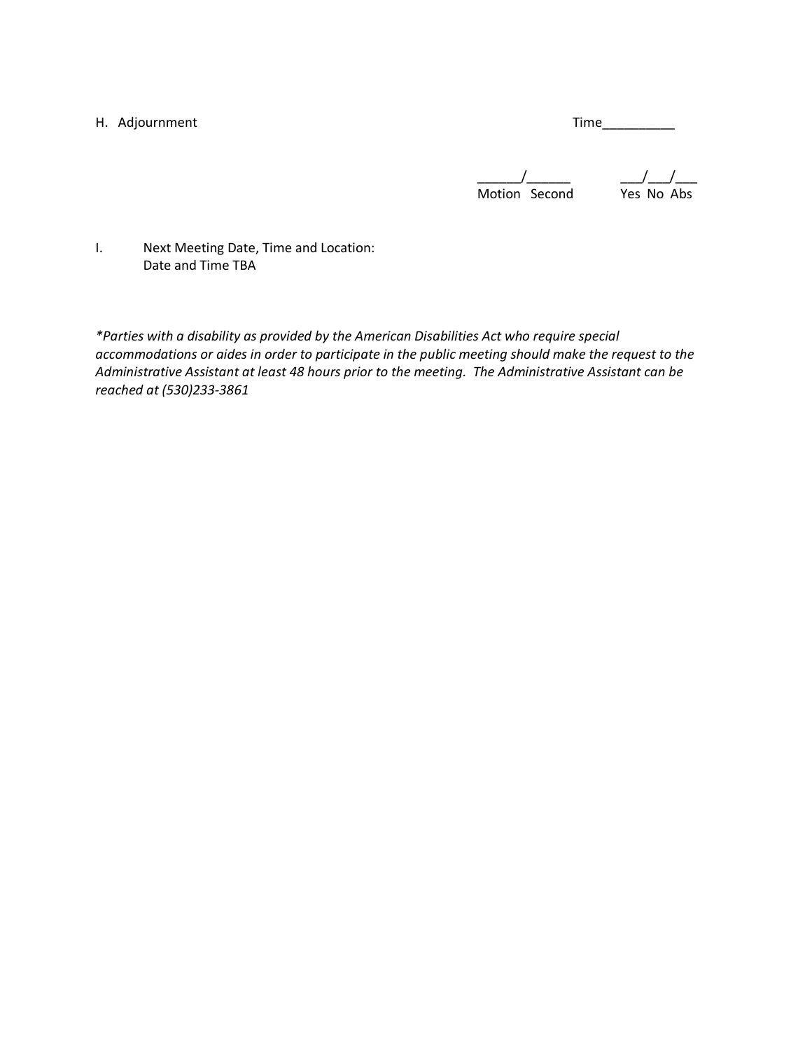H. Adjournment Time__________

______/______ ___/___/___
Motion Second Yes No Abs

I. Next Meeting Date, Time and Location:
Date and Time TBA

*\*Parties with a disability as provided by the American Disabilities Act who require special accommodations or aides in order to participate in the public meeting should make the request to the Administrative Assistant at least 48 hours prior to the meeting. The Administrative Assistant can be reached at (530)233-3861*